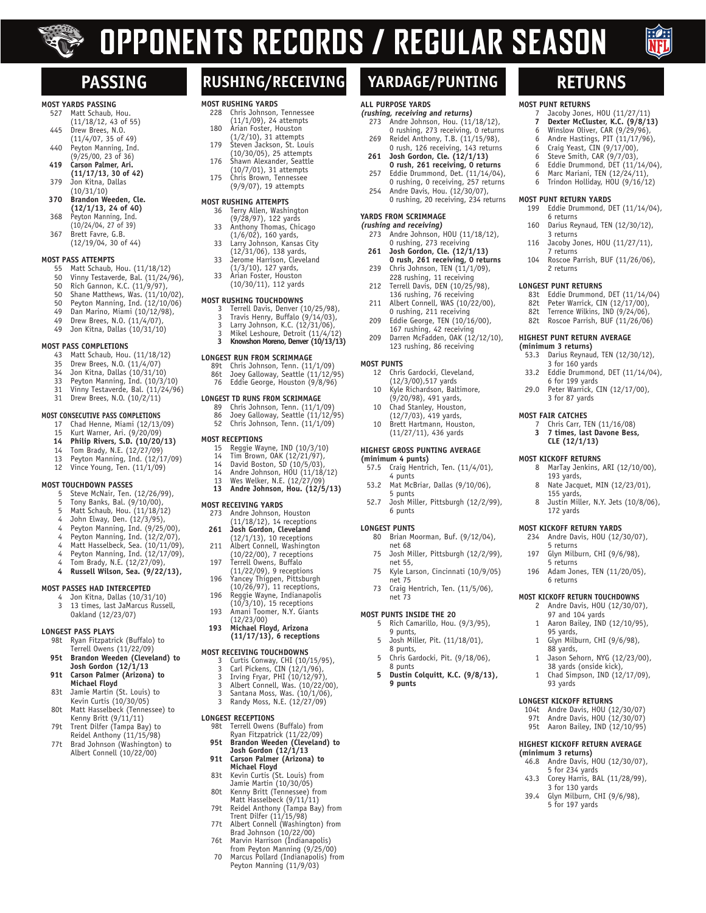# OPPONENTS RECORDS / REGULAR SEASON

## PASSING

### MOST YARDS PASSING
- 527 Matt Schaub, Hou. (11/18/12, 43 of 55)
- 445 Drew Brees, N.O. (11/4/07, 35 of 49)
- 440 Peyton Manning, Ind. (9/25/00, 23 of 36)
- **419 Carson Palmer, Ari. (11/17/13, 30 of 42)**
- 379 Jon Kitna, Dallas (10/31/10)
- **370 Brandon Weeden, Cle. (12/1/13, 24 of 40)**
- 368 Peyton Manning, Ind. (10/24/04, 27 of 39)
- 367 Brett Favre, G.B. (12/19/04, 30 of 44)

### MOST PASS ATTEMPTS
- 55 Matt Schaub, Hou. (11/18/12)
- 50 Vinny Testaverde, Bal. (11/24/96),
- 50 Rich Gannon, K.C. (11/9/97),
- 50 Shane Matthews, Was. (11/10/02),
- 50 Peyton Manning, Ind. (12/10/06)
- 49 Dan Marino, Miami (10/12/98),
- 49 Drew Brees, N.O. (11/4/07),
- 49 Jon Kitna, Dallas (10/31/10)

### MOST PASS COMPLETIONS
- 43 Matt Schaub, Hou. (11/18/12)
- 35 Drew Brees, N.O. (11/4/07)
- 34 Jon Kitna, Dallas (10/31/10)
- 33 Peyton Manning, Ind. (10/3/10)
- 31 Vinny Testaverde, Bal. (11/24/96)
- 31 Drew Brees, N.O. (10/2/11)

### MOST CONSECUTIVE PASS COMPLETIONS
- 17 Chad Henne, Miami (12/13/09)
- 15 Kurt Warner, Ari. (9/20/09)
- **14 Philip Rivers, S.D. (10/20/13)**
- 14 Tom Brady, N.E. (12/27/09)
- 13 Peyton Manning, Ind. (12/17/09)
- 12 Vince Young, Ten. (11/1/09)

### MOST TOUCHDOWN PASSES
- 5 Steve McNair, Ten. (12/26/99),
- 5 Tony Banks, Bal. (9/10/00),
- 5 Matt Schaub, Hou. (11/18/12)
- 4 John Elway, Den. (12/3/95),
- 4 Peyton Manning, Ind. (9/25/00),
- 4 Peyton Manning, Ind. (12/2/07),
- 4 Matt Hasselbeck, Sea. (10/11/09),
- 4 Peyton Manning, Ind. (12/17/09),
- 4 Tom Brady, N.E. (12/27/09),
- **4 Russell Wilson, Sea. (9/22/13),**

### MOST PASSES HAD INTERCEPTED
- 4 Jon Kitna, Dallas (10/31/10)
- 3 13 times, last JaMarcus Russell, Oakland (12/23/07)

### LONGEST PASS PLAYS
- 98t Ryan Fitzpatrick (Buffalo) to Terrell Owens (11/22/09)
- **95t Brandon Weeden (Cleveland) to Josh Gordon (12/1/13**
- **91t Carson Palmer (Arizona) to Michael Floyd**
- 83t Jamie Martin (St. Louis) to Kevin Curtis (10/30/05)
- 80t Matt Hasselbeck (Tennessee) to Kenny Britt (9/11/11)
- 79t Trent Dilfer (Tampa Bay) to Reidel Anthony (11/15/98)
- 77t Brad Johnson (Washington) to Albert Connell (10/22/00)

## RUSHING/RECEIVING

### MOST RUSHING YARDS
- 228 Chris Johnson, Tennessee (11/1/09), 24 attempts
- 180 Arian Foster, Houston (1/2/10), 31 attempts
- 179 Steven Jackson, St. Louis (10/30/05), 25 attempts
- 176 Shawn Alexander, Seattle (10/7/01), 31 attempts
- 175 Chris Brown, Tennessee (9/9/07), 19 attempts

### MOST RUSHING ATTEMPTS
- 36 Terry Allen, Washington (9/28/97), 122 yards
- 33 Anthony Thomas, Chicago (1/6/02), 160 yards,
- 33 Larry Johnson, Kansas City (12/31/06), 138 yards,
- 33 Jerome Harrison, Cleveland (1/3/10), 127 yards,
- 33 Arian Foster, Houston (10/30/11), 112 yards

### MOST RUSHING TOUCHDOWNS
- 3 Terrell Davis, Denver (10/25/98),
- 3 Travis Henry, Buffalo (9/14/03),
- 3 Larry Johnson, K.C. (12/31/06),
- 3 Mikel Leshoure, Detroit (11/4/12)
- **3 Knowshon Moreno, Denver (10/13/13)**

### LONGEST RUN FROM SCRIMMAGE
- 89t Chris Johnson, Tenn. (11/1/09)
- 86t Joey Galloway, Seattle (11/12/95)
- 76 Eddie George, Houston (9/8/96)

### LONGEST TD RUNS FROM SCRIMMAGE
- 89 Chris Johnson, Tenn. (11/1/09)
- 86 Joey Galloway, Seattle (11/12/95)
- 52 Chris Johnson, Tenn. (11/1/09)

### MOST RECEPTIONS
- 15 Reggie Wayne, IND (10/3/10)
- 14 Tim Brown, OAK (12/21/97),
- 14 David Boston, SD (10/5/03),
- 14 Andre Johnson, HOU (11/18/12)
- 13 Wes Welker, N.E. (12/27/09)
- **13 Andre Johnson, Hou. (12/5/13)**

### MOST RECEIVING YARDS
- 273 Andre Johnson, Houston (11/18/12), 14 receptions
- **261 Josh Gordon, Cleveland (12/1/13), 10 receptions**
- 211 Albert Connell, Washington (10/22/00), 7 receptions
- 197 Terrell Owens, Buffalo (11/22/09), 9 receptions
- 196 Yancey Thigpen, Pittsburgh (10/26/97), 11 receptions,
- 196 Reggie Wayne, Indianapolis (10/3/10), 15 receptions
- 193 Amani Toomer, N.Y. Giants (12/23/00)
- **193 Michael Floyd, Arizona (11/17/13), 6 receptions**

### MOST RECEIVING TOUCHDOWNS
- 3 Curtis Conway, CHI (10/15/95),
- 3 Carl Pickens, CIN (12/1/96),
- 3 Irving Fryar, PHI (10/12/97),
- 3 Albert Connell, Was. (10/22/00),
- 3 Santana Moss, Was. (10/1/06),
- 3 Randy Moss, N.E. (12/27/09)

### LONGEST RECEPTIONS
- 98t Terrell Owens (Buffalo) from Ryan Fitzpatrick (11/22/09)
- **95t Brandon Weeden (Cleveland) to Josh Gordon (12/1/13**
- **91t Carson Palmer (Arizona) to Michael Floyd**
- 83t Kevin Curtis (St. Louis) from Jamie Martin (10/30/05)
- 80t Kenny Britt (Tennessee) from Matt Hasselbeck (9/11/11)
- 79t Reidel Anthony (Tampa Bay) from Trent Dilfer (11/15/98)
- 77t Albert Connell (Washington) from Brad Johnson (10/22/00)
- 76t Marvin Harrison (Indianapolis) from Peyton Manning (9/25/00)
- 70 Marcus Pollard (Indianapolis) from Peyton Manning (11/9/03)

## YARDAGE/PUNTING

### ALL PURPOSE YARDS
*(rushing, receiving and returns)*
- 273 Andre Johnson, Hou. (11/18/12), 0 rushing, 273 receiving, 0 returns
- 269 Reidel Anthony, T.B. (11/15/98), 0 rush, 126 receiving, 143 returns
- **261 Josh Gordon, Cle. (12/1/13) 0 rush, 261 receiving, 0 returns**
- 257 Eddie Drummond, Det. (11/14/04), 0 rushing, 0 receiving, 257 returns
- 254 Andre Davis, Hou. (12/30/07), 0 rushing, 20 receiving, 234 returns

### YARDS FROM SCRIMMAGE
*(rushing and receiving)*
- 273 Andre Johnson, HOU (11/18/12), 0 rushing, 273 receiving
- **261 Josh Gordon, Cle. (12/1/13) 0 rush, 261 receiving, 0 returns**
- 239 Chris Johnson, TEN (11/1/09), 228 rushing, 11 receiving
- 212 Terrell Davis, DEN (10/25/98), 136 rushing, 76 receiving
- 211 Albert Connell, WAS (10/22/00), 0 rushing, 211 receiving
- 209 Eddie George, TEN (10/16/00), 167 rushing, 42 receiving
- 209 Darren McFadden, OAK (12/12/10), 123 rushing, 86 receiving

### MOST PUNTS
- 12 Chris Gardocki, Cleveland, (12/3/00),517 yards
- 10 Kyle Richardson, Baltimore, (9/20/98), 491 yards,
- 10 Chad Stanley, Houston, (12/7/03), 419 yards,
- 10 Brett Hartmann, Houston, (11/27/11), 436 yards

### HIGHEST GROSS PUNTING AVERAGE
**(minimum 4 punts)**
- 57.5 Craig Hentrich, Ten. (11/4/01), 4 punts
- 53.2 Mat McBriar, Dallas (9/10/06), 5 punts
- 52.7 Josh Miller, Pittsburgh (12/2/99), 6 punts

### LONGEST PUNTS
- 80 Brian Moorman, Buf. (9/12/04), net 68
- 75 Josh Miller, Pittsburgh (12/2/99), net 55,
- 75 Kyle Larson, Cincinnati (10/9/05) net 75
- 73 Craig Hentrich, Ten. (11/5/06), net 73

### MOST PUNTS INSIDE THE 20
- 5 Rich Camarillo, Hou. (9/3/95), 9 punts,
- 5 Josh Miller, Pit. (11/18/01), 8 punts,
- 5 Chris Gardocki, Pit. (9/18/06), 8 punts
- **5 Dustin Colquitt, K.C. (9/8/13), 9 punts**

## RETURNS

### MOST PUNT RETURNS
- 7 Jacoby Jones, HOU (11/27/11)
- **7 Dexter McCluster, K.C. (9/8/13)**
- 6 Winslow Oliver, CAR (9/29/96),
- 6 Andre Hastings, PIT (11/17/96),
- 6 Craig Yeast, CIN (9/17/00),
- 6 Steve Smith, CAR (9/7/03),
- 6 Eddie Drummond, DET (11/14/04),
- 6 Marc Mariani, TEN (12/24/11),
- 6 Trindon Holliday, HOU (9/16/12)

### MOST PUNT RETURN YARDS
- 199 Eddie Drummond, DET (11/14/04), 6 returns
- 160 Darius Reynaud, TEN (12/30/12), 3 returns
- 116 Jacoby Jones, HOU (11/27/11), 7 returns
- 104 Roscoe Parrish, BUF (11/26/06), 2 returns

### LONGEST PUNT RETURNS
- 83t Eddie Drummond, DET (11/14/04)
- 82t Peter Warrick, CIN (12/17/00),
- 82t Terrence Wilkins, IND (9/24/06),
- 82t Roscoe Parrish, BUF (11/26/06)

### HIGHEST PUNT RETURN AVERAGE
**(minimum 3 returns)**
- 53.3 Darius Reynaud, TEN (12/30/12), 3 for 160 yards
- 33.2 Eddie Drummond, DET (11/14/04), 6 for 199 yards
- 29.0 Peter Warrick, CIN (12/17/00), 3 for 87 yards

### MOST FAIR CATCHES
- 7 Chris Carr, TEN (11/16/08)
- **3 7 times, last Davone Bess, CLE (12/1/13)**

### MOST KICKOFF RETURNS
- 8 MarTay Jenkins, ARI (12/10/00), 193 yards,
- 8 Nate Jacquet, MIN (12/23/01), 155 yards,
- 8 Justin Miller, N.Y. Jets (10/8/06), 172 yards

### MOST KICKOFF RETURN YARDS
- 234 Andre Davis, HOU (12/30/07), 5 returns
- 197 Glyn Milburn, CHI (9/6/98), 5 returns
- 196 Adam Jones, TEN (11/20/05), 6 returns

### MOST KICKOFF RETURN TOUCHDOWNS
- 2 Andre Davis, HOU (12/30/07), 97 and 104 yards
- 1 Aaron Bailey, IND (12/10/95), 95 yards,
- 1 Glyn Milburn, CHI (9/6/98), 88 yards,
- 1 Jason Sehorn, NYG (12/23/00), 38 yards (onside kick)
- 1 Chad Simpson, IND (12/17/09), 93 yards

### LONGEST KICKOFF RETURNS
- 104t Andre Davis, HOU (12/30/07)
- 97t Andre Davis, HOU (12/30/07)
- 95t Aaron Bailey, IND (12/10/95)

### HIGHEST KICKOFF RETURN AVERAGE
**(minimum 3 returns)**
- 46.8 Andre Davis, HOU (12/30/07), 5 for 234 yards
- 43.3 Corey Harris, BAL (11/28/99), 3 for 130 yards
- 39.4 Glyn Milburn, CHI (9/6/98), 5 for 197 yards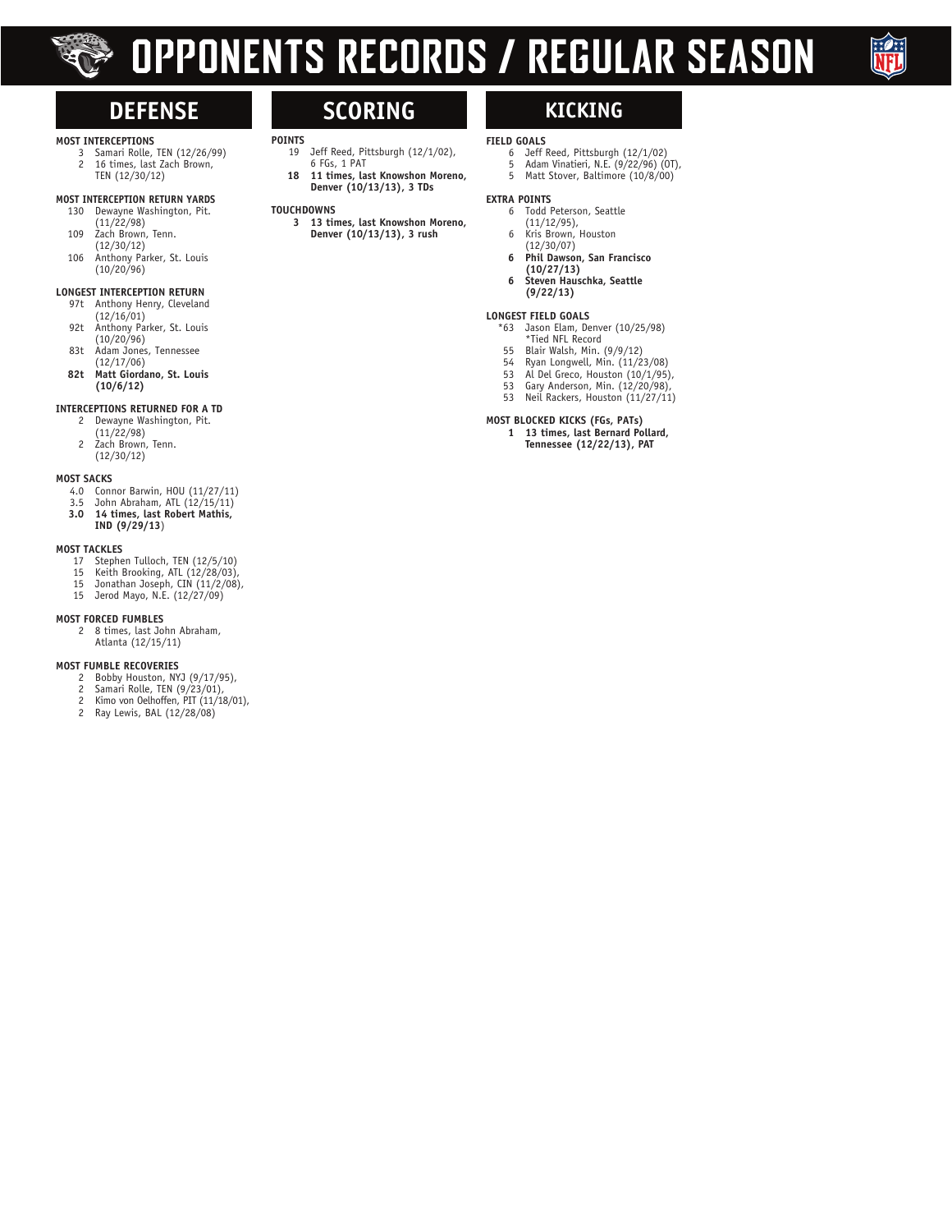# OPPONENTS RECORDS / REGULAR SEASON

## DEFENSE

**MOST INTERCEPTIONS**
- 3 Samari Rolle, TEN (12/26/99)
- 2 16 times, last Zach Brown, TEN (12/30/12)

**MOST INTERCEPTION RETURN YARDS**
- 130 Dewayne Washington, Pit. (11/22/98)
- 109 Zach Brown, Tenn. (12/30/12)
- 106 Anthony Parker, St. Louis (10/20/96)

**LONGEST INTERCEPTION RETURN**
- 97t Anthony Henry, Cleveland (12/16/01)
- 92t Anthony Parker, St. Louis (10/20/96)
- 83t Adam Jones, Tennessee (12/17/06)
- **82t Matt Giordano, St. Louis (10/6/12)**

**INTERCEPTIONS RETURNED FOR A TD**
- 2 Dewayne Washington, Pit. (11/22/98)
- 2 Zach Brown, Tenn. (12/30/12)

**MOST SACKS**
- 4.0 Connor Barwin, HOU (11/27/11)
- 3.5 John Abraham, ATL (12/15/11)
- **3.0 14 times, last Robert Mathis, IND (9/29/13)**

**MOST TACKLES**
- 17 Stephen Tulloch, TEN (12/5/10)
- 15 Keith Brooking, ATL (12/28/03),
- 15 Jonathan Joseph, CIN (11/2/08),
- 15 Jerod Mayo, N.E. (12/27/09)

**MOST FORCED FUMBLES**
- 2 8 times, last John Abraham, Atlanta (12/15/11)

**MOST FUMBLE RECOVERIES**
- 2 Bobby Houston, NYJ (9/17/95),
- 2 Samari Rolle, TEN (9/23/01),
- 2 Kimo von Oelhoffen, PIT (11/18/01),
- 2 Ray Lewis, BAL (12/28/08)

## SCORING

**POINTS**
- 19 Jeff Reed, Pittsburgh (12/1/02), 6 FGs, 1 PAT
- **18 11 times, last Knowshon Moreno, Denver (10/13/13), 3 TDs**

**TOUCHDOWNS**
- **3 13 times, last Knowshon Moreno, Denver (10/13/13), 3 rush**

## KICKING

**FIELD GOALS**
- 6 Jeff Reed, Pittsburgh (12/1/02)
- 5 Adam Vinatieri, N.E. (9/22/96) (OT),
- 5 Matt Stover, Baltimore (10/8/00)

**EXTRA POINTS**
- 6 Todd Peterson, Seattle (11/12/95),
- 6 Kris Brown, Houston (12/30/07)
- **6 Phil Dawson, San Francisco (10/27/13)**
- **6 Steven Hauschka, Seattle (9/22/13)**

**LONGEST FIELD GOALS**
- *63 Jason Elam, Denver (10/25/98) *Tied NFL Record
- 55 Blair Walsh, Min. (9/9/12)
- 54 Ryan Longwell, Min. (11/23/08)
- 53 Al Del Greco, Houston (10/1/95),
- 53 Gary Anderson, Min. (12/20/98),
- 53 Neil Rackers, Houston (11/27/11)

**MOST BLOCKED KICKS (FGs, PATs)**
- **1 13 times, last Bernard Pollard, Tennessee (12/22/13), PAT**